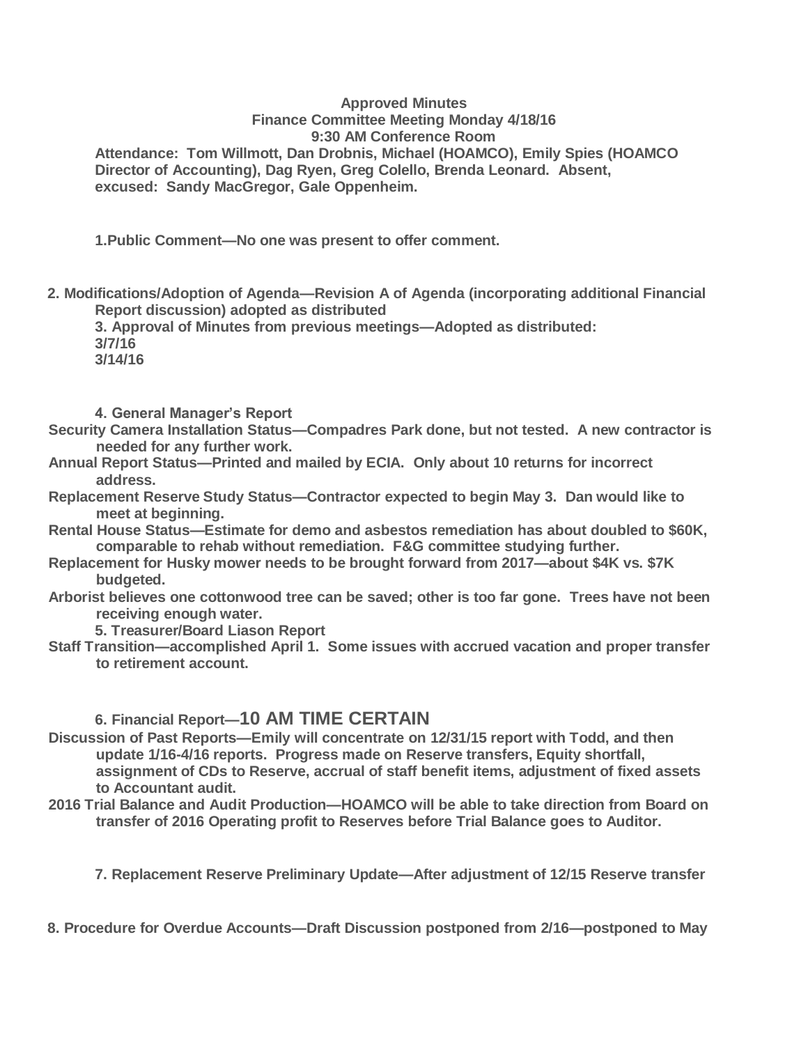**Approved Minutes**
**Finance Committee Meeting Monday 4/18/16**
**9:30 AM Conference Room**

**Attendance: Tom Willmott, Dan Drobnis, Michael (HOAMCO), Emily Spies (HOAMCO Director of Accounting), Dag Ryen, Greg Colello, Brenda Leonard. Absent, excused: Sandy MacGregor, Gale Oppenheim.**

**1.Public Comment—No one was present to offer comment.**

**2. Modifications/Adoption of Agenda—Revision A of Agenda (incorporating additional Financial Report discussion) adopted as distributed**

**3. Approval of Minutes from previous meetings—Adopted as distributed:**
**3/7/16**
**3/14/16**

**4. General Manager's Report**

**Security Camera Installation Status—Compadres Park done, but not tested. A new contractor is needed for any further work.**

**Annual Report Status—Printed and mailed by ECIA. Only about 10 returns for incorrect address.**

**Replacement Reserve Study Status—Contractor expected to begin May 3. Dan would like to meet at beginning.**

**Rental House Status—Estimate for demo and asbestos remediation has about doubled to $60K, comparable to rehab without remediation. F&G committee studying further.**

**Replacement for Husky mower needs to be brought forward from 2017—about $4K vs. $7K budgeted.**

**Arborist believes one cottonwood tree can be saved; other is too far gone. Trees have not been receiving enough water.**

**5. Treasurer/Board Liason Report**

**Staff Transition—accomplished April 1. Some issues with accrued vacation and proper transfer to retirement account.**

**6. Financial Report—10 AM TIME CERTAIN**

**Discussion of Past Reports—Emily will concentrate on 12/31/15 report with Todd, and then update 1/16-4/16 reports. Progress made on Reserve transfers, Equity shortfall, assignment of CDs to Reserve, accrual of staff benefit items, adjustment of fixed assets to Accountant audit.**

**2016 Trial Balance and Audit Production—HOAMCO will be able to take direction from Board on transfer of 2016 Operating profit to Reserves before Trial Balance goes to Auditor.**

**7. Replacement Reserve Preliminary Update—After adjustment of 12/15 Reserve transfer**

**8. Procedure for Overdue Accounts—Draft Discussion postponed from 2/16—postponed to May**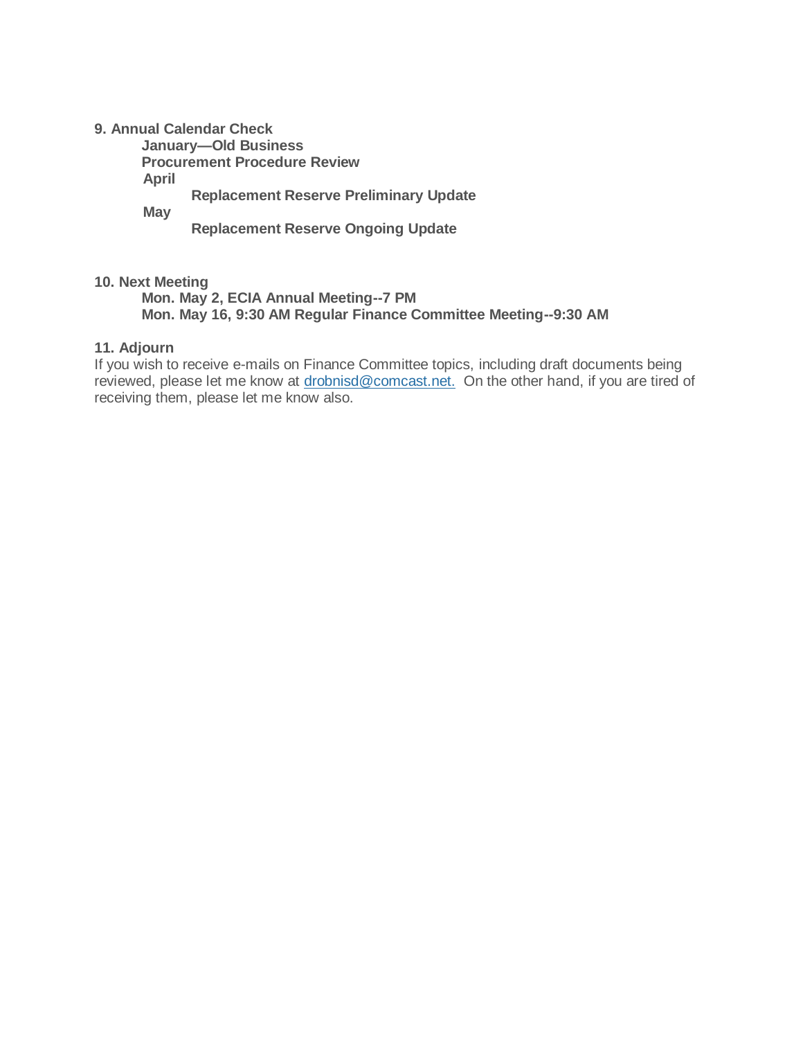**9. Annual Calendar Check**

**January—Old Business**

**Procurement Procedure Review**

**April**

- **Replacement Reserve Preliminary Update**

**May**

- **Replacement Reserve Ongoing Update**

**10. Next Meeting**

**Mon. May 2, ECIA Annual Meeting--7 PM**

**Mon. May 16, 9:30 AM Regular Finance Committee Meeting--9:30 AM**

**11. Adjourn**

If you wish to receive e-mails on Finance Committee topics, including draft documents being reviewed, please let me know at drobnisd@comcast.net. On the other hand, if you are tired of receiving them, please let me know also.